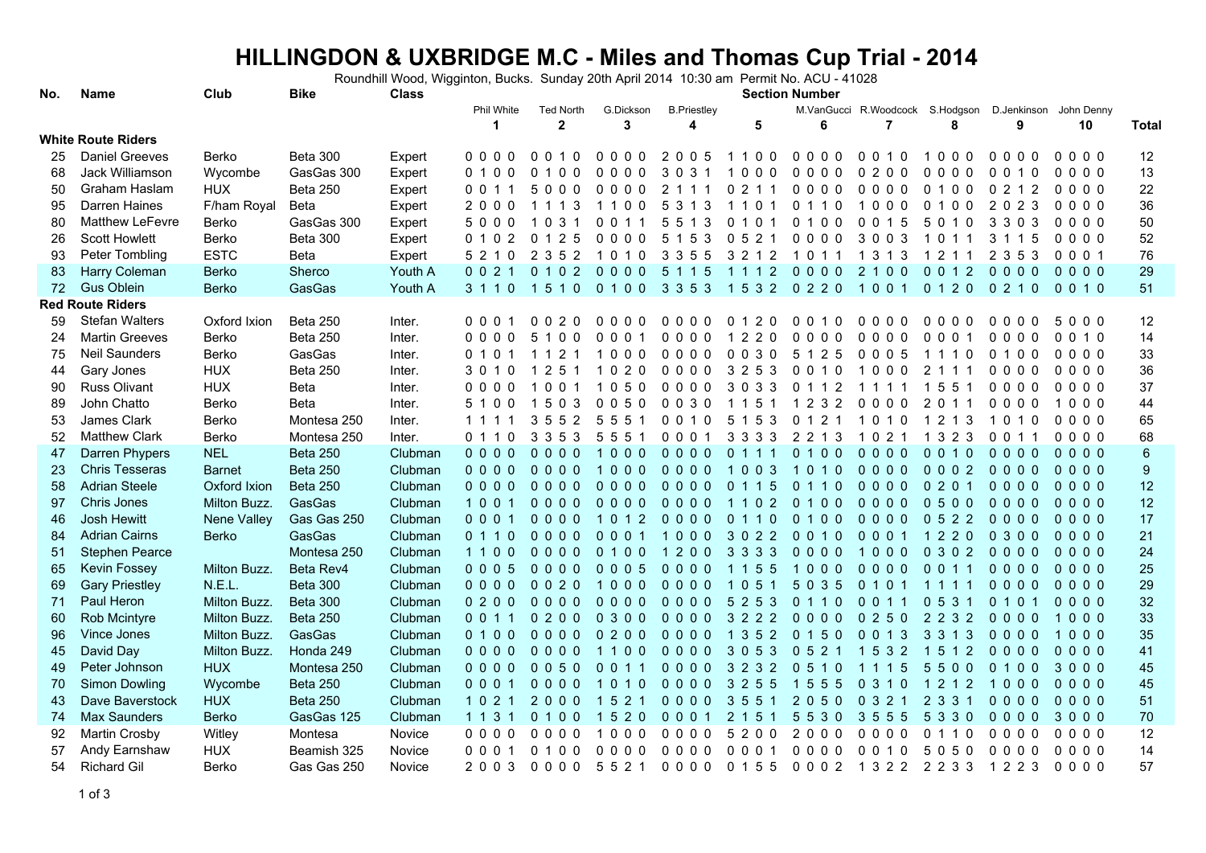# HILLINGDON & UXBRIDGE M.C - Miles and Thomas Cup Trial - 2014

Roundhill Wood, Wigginton, Bucks. Sunday 20th April 2014 10:30 am Permit No. ACU - 41028

| No. | Name | Club | Bike | Class | Section Number | | | | | | | | | | Total |
|---|---|---|---|---|---|---|---|---|---|---|---|---|---|---|---|
| | | | | | Phil White | Ted North | G.Dickson | B.Priestley | | M.VanGucci | R.Woodcock | S.Hodgson | D.Jenkinson | John Denny | |
| | | | | | 1 | 2 | 3 | 4 | 5 | 6 | 7 | 8 | 9 | 10 | |
| **White Route Riders** | | | | | | | | | | | | | | | |
| 25 | Daniel Greeves | Berko | Beta 300 | Expert | 0 0 0 0 | 0 0 1 0 | 0 0 0 0 | 2 0 0 5 | 1 1 0 0 | 0 0 0 0 | 0 0 1 0 | 1 0 0 0 | 0 0 0 0 | 0 0 0 0 | 12 |
| 68 | Jack Williamson | Wycombe | GasGas 300 | Expert | 0 1 0 0 | 0 1 0 0 | 0 0 0 0 | 3 0 3 1 | 1 0 0 0 | 0 0 0 0 | 0 2 0 0 | 0 0 0 0 | 0 0 1 0 | 0 0 0 0 | 13 |
| 50 | Graham Haslam | HUX | Beta 250 | Expert | 0 0 1 1 | 5 0 0 0 | 0 0 0 0 | 2 1 1 1 | 0 2 1 1 | 0 0 0 0 | 0 0 0 0 | 0 1 0 0 | 0 2 1 2 | 0 0 0 0 | 22 |
| 95 | Darren Haines | F/ham Royal | Beta | Expert | 2 0 0 0 | 1 1 1 3 | 1 1 0 0 | 5 3 1 3 | 1 1 0 1 | 0 1 1 0 | 1 0 0 0 | 0 1 0 0 | 2 0 2 3 | 0 0 0 0 | 36 |
| 80 | Matthew LeFevre | Berko | GasGas 300 | Expert | 5 0 0 0 | 1 0 3 1 | 0 0 1 1 | 5 5 1 3 | 0 1 0 1 | 0 1 0 0 | 0 0 1 5 | 5 0 1 0 | 3 3 0 3 | 0 0 0 0 | 50 |
| 26 | Scott Howlett | Berko | Beta 300 | Expert | 0 1 0 2 | 0 1 2 5 | 0 0 0 0 | 5 1 5 3 | 0 5 2 1 | 0 0 0 0 | 3 0 0 3 | 1 0 1 1 | 3 1 1 5 | 0 0 0 0 | 52 |
| 93 | Peter Tombling | ESTC | Beta | Expert | 5 2 1 0 | 2 3 5 2 | 1 0 1 0 | 3 3 5 5 | 3 2 1 2 | 1 0 1 1 | 1 3 1 3 | 1 2 1 1 | 2 3 5 3 | 0 0 0 1 | 76 |
| 83 | Harry Coleman | Berko | Sherco | Youth A | 0 0 2 1 | 0 1 0 2 | 0 0 0 0 | 5 1 1 5 | 1 1 1 2 | 0 0 0 0 | 2 1 0 0 | 0 0 1 2 | 0 0 0 0 | 0 0 0 0 | 29 |
| 72 | Gus Oblein | Berko | GasGas | Youth A | 3 1 1 0 | 1 5 1 0 | 0 1 0 0 | 3 3 5 3 | 1 5 3 2 | 0 2 2 0 | 1 0 0 1 | 0 1 2 0 | 0 2 1 0 | 0 0 1 0 | 51 |
| **Red Route Riders** | | | | | | | | | | | | | | | |
| 59 | Stefan Walters | Oxford Ixion | Beta 250 | Inter. | 0 0 0 1 | 0 0 2 0 | 0 0 0 0 | 0 0 0 0 | 0 1 2 0 | 0 0 1 0 | 0 0 0 0 | 0 0 0 0 | 0 0 0 0 | 5 0 0 0 | 12 |
| 24 | Martin Greeves | Berko | Beta 250 | Inter. | 0 0 0 0 | 5 1 0 0 | 0 0 0 1 | 0 0 0 0 | 1 2 2 0 | 0 0 0 0 | 0 0 0 0 | 0 0 0 1 | 0 0 0 0 | 0 0 1 0 | 14 |
| 75 | Neil Saunders | Berko | GasGas | Inter. | 0 1 0 1 | 1 1 2 1 | 1 0 0 0 | 0 0 0 0 | 0 0 3 0 | 5 1 2 5 | 0 0 0 5 | 1 1 1 0 | 0 1 0 0 | 0 0 0 0 | 33 |
| 44 | Gary Jones | HUX | Beta 250 | Inter. | 3 0 1 0 | 1 2 5 1 | 1 0 2 0 | 0 0 0 0 | 3 2 5 3 | 0 0 1 0 | 1 0 0 0 | 2 1 1 1 | 0 0 0 0 | 0 0 0 0 | 36 |
| 90 | Russ Olivant | HUX | Beta | Inter. | 0 0 0 0 | 1 0 0 1 | 1 0 5 0 | 0 0 0 0 | 3 0 3 3 | 0 1 1 2 | 1 1 1 1 | 1 5 5 1 | 0 0 0 0 | 0 0 0 0 | 37 |
| 89 | John Chatto | Berko | Beta | Inter. | 5 1 0 0 | 1 5 0 3 | 0 0 5 0 | 0 0 3 0 | 1 1 5 1 | 1 2 3 2 | 0 0 0 0 | 2 0 1 1 | 0 0 0 0 | 1 0 0 0 | 44 |
| 53 | James Clark | Berko | Montesa 250 | Inter. | 1 1 1 1 | 3 5 5 2 | 5 5 5 1 | 0 0 1 0 | 5 1 5 3 | 0 1 2 1 | 1 0 1 0 | 1 2 1 3 | 1 0 1 0 | 0 0 0 0 | 65 |
| 52 | Matthew Clark | Berko | Montesa 250 | Inter. | 0 1 1 0 | 3 3 5 3 | 5 5 5 1 | 0 0 0 1 | 3 3 3 3 | 2 2 1 3 | 1 0 2 1 | 1 3 2 3 | 0 0 1 1 | 0 0 0 0 | 68 |
| 47 | Darren Phypers | NEL | Beta 250 | Clubman | 0 0 0 0 | 0 0 0 0 | 1 0 0 0 | 0 0 0 0 | 0 1 1 1 | 0 1 0 0 | 0 0 0 0 | 0 0 1 0 | 0 0 0 0 | 0 0 0 0 | 6 |
| 23 | Chris Tesseras | Barnet | Beta 250 | Clubman | 0 0 0 0 | 0 0 0 0 | 1 0 0 0 | 0 0 0 0 | 1 0 0 3 | 1 0 1 0 | 0 0 0 0 | 0 0 0 2 | 0 0 0 0 | 0 0 0 0 | 9 |
| 58 | Adrian Steele | Oxford Ixion | Beta 250 | Clubman | 0 0 0 0 | 0 0 0 0 | 0 0 0 0 | 0 0 0 0 | 0 1 1 5 | 0 1 1 0 | 0 0 0 0 | 0 2 0 1 | 0 0 0 0 | 0 0 0 0 | 12 |
| 97 | Chris Jones | Milton Buzz. | GasGas | Clubman | 1 0 0 1 | 0 0 0 0 | 0 0 0 0 | 0 0 0 0 | 1 1 0 2 | 0 1 0 0 | 0 0 0 0 | 0 5 0 0 | 0 0 0 0 | 0 0 0 0 | 12 |
| 46 | Josh Hewitt | Nene Valley | Gas Gas 250 | Clubman | 0 0 0 1 | 0 0 0 0 | 1 0 1 2 | 0 0 0 0 | 0 1 1 0 | 0 1 0 0 | 0 0 0 0 | 0 5 2 2 | 0 0 0 0 | 0 0 0 0 | 17 |
| 84 | Adrian Cairns | Berko | GasGas | Clubman | 0 1 1 0 | 0 0 0 0 | 0 0 0 1 | 1 0 0 0 | 3 0 2 2 | 0 0 1 0 | 0 0 0 1 | 1 2 2 0 | 0 3 0 0 | 0 0 0 0 | 21 |
| 51 | Stephen Pearce | | Montesa 250 | Clubman | 1 1 0 0 | 0 0 0 0 | 0 1 0 0 | 1 2 0 0 | 3 3 3 3 | 0 0 0 0 | 1 0 0 0 | 0 3 0 2 | 0 0 0 0 | 0 0 0 0 | 24 |
| 65 | Kevin Fossey | Milton Buzz. | Beta Rev4 | Clubman | 0 0 0 5 | 0 0 0 0 | 0 0 0 5 | 0 0 0 0 | 1 1 5 5 | 1 0 0 0 | 0 0 0 0 | 0 0 1 1 | 0 0 0 0 | 0 0 0 0 | 25 |
| 69 | Gary Priestley | N.E.L. | Beta 300 | Clubman | 0 0 0 0 | 0 0 2 0 | 1 0 0 0 | 0 0 0 0 | 1 0 5 1 | 5 0 3 5 | 0 1 0 1 | 1 1 1 1 | 0 0 0 0 | 0 0 0 0 | 29 |
| 71 | Paul Heron | Milton Buzz. | Beta 300 | Clubman | 0 2 0 0 | 0 0 0 0 | 0 0 0 0 | 0 0 0 0 | 5 2 5 3 | 0 1 1 0 | 0 0 1 1 | 0 5 3 1 | 0 1 0 1 | 0 0 0 0 | 32 |
| 60 | Rob Mcintyre | Milton Buzz. | Beta 250 | Clubman | 0 0 1 1 | 0 2 0 0 | 0 3 0 0 | 0 0 0 0 | 3 2 2 2 | 0 0 0 0 | 0 2 5 0 | 2 2 3 2 | 0 0 0 0 | 1 0 0 0 | 33 |
| 96 | Vince Jones | Milton Buzz. | GasGas | Clubman | 0 1 0 0 | 0 0 0 0 | 0 2 0 0 | 0 0 0 0 | 1 3 5 2 | 0 1 5 0 | 0 0 1 3 | 3 3 1 3 | 0 0 0 0 | 1 0 0 0 | 35 |
| 45 | David Day | Milton Buzz. | Honda 249 | Clubman | 0 0 0 0 | 0 0 0 0 | 1 1 0 0 | 0 0 0 0 | 3 0 5 3 | 0 5 2 1 | 1 5 3 2 | 1 5 1 2 | 0 0 0 0 | 0 0 0 0 | 41 |
| 49 | Peter Johnson | HUX | Montesa 250 | Clubman | 0 0 0 0 | 0 0 5 0 | 0 0 1 1 | 0 0 0 0 | 3 2 3 2 | 0 5 1 0 | 1 1 1 5 | 5 5 0 0 | 0 1 0 0 | 3 0 0 0 | 45 |
| 70 | Simon Dowling | Wycombe | Beta 250 | Clubman | 0 0 0 1 | 0 0 0 0 | 1 0 1 0 | 0 0 0 0 | 3 2 5 5 | 1 5 5 5 | 0 3 1 0 | 1 2 1 2 | 1 0 0 0 | 0 0 0 0 | 45 |
| 43 | Dave Baverstock | HUX | Beta 250 | Clubman | 1 0 2 1 | 2 0 0 0 | 1 5 2 1 | 0 0 0 0 | 3 5 5 1 | 2 0 5 0 | 0 3 2 1 | 2 3 3 1 | 0 0 0 0 | 0 0 0 0 | 51 |
| 74 | Max Saunders | Berko | GasGas 125 | Clubman | 1 1 3 1 | 0 1 0 0 | 1 5 2 0 | 0 0 0 1 | 2 1 5 1 | 5 5 3 0 | 3 5 5 5 | 5 3 3 0 | 0 0 0 0 | 3 0 0 0 | 70 |
| 92 | Martin Crosby | Witley | Montesa | Novice | 0 0 0 0 | 0 0 0 0 | 1 0 0 0 | 0 0 0 0 | 5 2 0 0 | 2 0 0 0 | 0 0 0 0 | 0 1 1 0 | 0 0 0 0 | 0 0 0 0 | 12 |
| 57 | Andy Earnshaw | HUX | Beamish 325 | Novice | 0 0 0 1 | 0 1 0 0 | 0 0 0 0 | 0 0 0 0 | 0 0 0 1 | 0 0 0 0 | 0 0 1 0 | 5 0 5 0 | 0 0 0 0 | 0 0 0 0 | 14 |
| 54 | Richard Gil | Berko | Gas Gas 250 | Novice | 2 0 0 3 | 0 0 0 0 | 5 5 2 1 | 0 0 0 0 | 0 1 5 5 | 0 0 0 2 | 1 3 2 2 | 2 2 3 3 | 1 2 2 3 | 0 0 0 0 | 57 |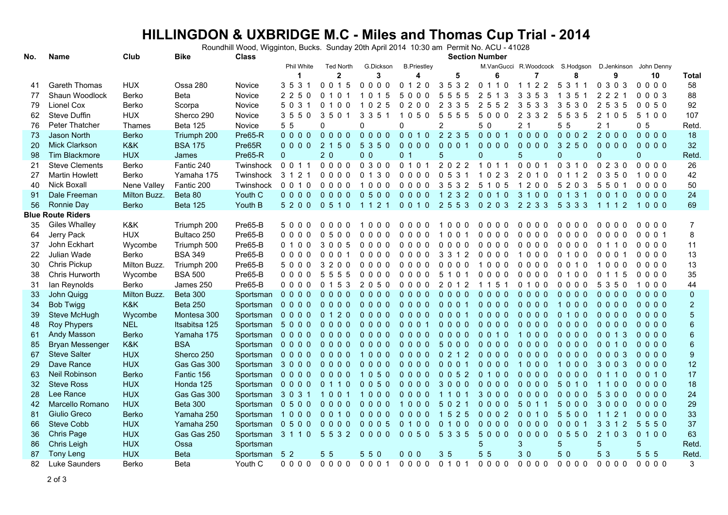# HILLINGDON & UXBRIDGE M.C - Miles and Thomas Cup Trial - 2014

Roundhill Wood, Wigginton, Bucks. Sunday 20th April 2014 10:30 am Permit No. ACU - 41028

| No. | Name | Club | Bike | Class | Section Number | | | | | | | | | | |
|---|---|---|---|---|---|---|---|---|---|---|---|---|---|---|---|
| | | | | | Phil White | Ted North | G.Dickson | B.Priestley | | M.VanGucci | R.Woodcock | S.Hodgson | D.Jenkinson | John Denny | |
| | | | | | 1 | 2 | 3 | 4 | 5 | 6 | 7 | 8 | 9 | 10 | Total |
| 41 | Gareth Thomas | HUX | Ossa 280 | Novice | 3 5 3 1 | 0 0 1 5 | 0 0 0 0 | 0 1 2 0 | 3 5 3 2 | 0 1 1 0 | 1 1 2 2 | 5 3 1 1 | 0 3 0 3 | 0 0 0 0 | 58 |
| 77 | Shaun Woodlock | Berko | Beta | Novice | 2 2 5 0 | 0 1 0 1 | 1 0 1 5 | 5 0 0 0 | 5 5 5 5 | 2 5 1 3 | 3 3 5 3 | 1 3 5 1 | 2 2 2 1 | 0 0 0 3 | 88 |
| 79 | Lionel Cox | Berko | Scorpa | Novice | 5 0 3 1 | 0 1 0 0 | 1 0 2 5 | 0 2 0 0 | 2 3 3 5 | 2 5 5 2 | 3 5 3 3 | 3 5 3 0 | 2 5 3 5 | 0 0 5 0 | 92 |
| 62 | Steve Duffin | HUX | Sherco 290 | Novice | 3 5 5 0 | 3 5 0 1 | 3 3 5 1 | 1 0 5 0 | 5 5 5 5 | 5 0 0 0 | 2 3 3 2 | 5 5 3 5 | 2 1 0 5 | 5 1 0 0 | 107 |
| 76 | Peter Thatcher | Thames | Beta 125 | Novice | 5 5 | 0 | 0 | 0 | 2 | 5 0 | 2 1 | 5 5 | 2 1 | 0 5 | Retd. |
| 73 | Jason North | Berko | Triumph 200 | Pre65-R | 0 0 0 0 | 0 0 0 0 | 0 0 0 0 | 0 0 1 0 | 2 2 3 5 | 0 0 0 1 | 0 0 0 0 | 0 0 0 2 | 2 0 0 0 | 0 0 0 0 | 18 |
| 20 | Mick Clarkson | K&K | BSA 175 | Pre65R | 0 0 0 0 | 2 1 5 0 | 5 3 5 0 | 0 0 0 0 | 0 0 0 1 | 0 0 0 0 | 0 0 0 0 | 3 2 5 0 | 0 0 0 0 | 0 0 0 0 | 32 |
| 98 | Tim Blackmore | HUX | James | Pre65-R | 0 | 2 0 | 0 0 | 0 1 | 5 | 0 | 5 | 0 | 0 | 0 | Retd. |
| 21 | Steve Clements | Berko | Fantic 240 | Twinshock | 0 0 1 1 | 0 0 0 0 | 0 3 0 0 | 0 1 0 1 | 2 0 2 2 | 1 0 1 1 | 0 0 0 1 | 0 3 1 0 | 0 2 3 0 | 0 0 0 0 | 26 |
| 27 | Martin Howlett | Berko | Yamaha 175 | Twinshock | 3 1 2 1 | 0 0 0 0 | 0 1 3 0 | 0 0 0 0 | 0 5 3 1 | 1 0 2 3 | 2 0 1 0 | 0 1 1 2 | 0 3 5 0 | 1 0 0 0 | 42 |
| 40 | Nick Boxall | Nene Valley | Fantic 200 | Twinshock | 0 0 1 0 | 0 0 0 0 | 1 0 0 0 | 0 0 0 0 | 3 5 3 2 | 5 1 0 5 | 1 2 0 0 | 5 2 0 3 | 5 5 0 1 | 0 0 0 0 | 50 |
| 91 | Dale Freeman | Milton Buzz. | Beta 80 | Youth C | 0 0 0 0 | 0 0 0 0 | 0 5 0 0 | 0 0 0 0 | 1 2 3 2 | 0 0 1 0 | 3 1 0 0 | 0 1 3 1 | 0 0 1 0 | 0 0 0 0 | 24 |
| 56 | Ronnie Day | Berko | Beta 125 | Youth B | 5 2 0 0 | 0 5 1 0 | 1 1 2 1 | 0 0 1 0 | 2 5 5 3 | 0 2 0 3 | 2 2 3 3 | 5 3 3 3 | 1 1 1 2 | 1 0 0 0 | 69 |
| **Blue Route Riders** | | | | | | | | | | | | | | | |
| 35 | Giles Whalley | K&K | Triumph 200 | Pre65-B | 5 0 0 0 | 0 0 0 0 | 1 0 0 0 | 0 0 0 0 | 1 0 0 0 | 0 0 0 0 | 0 0 0 0 | 0 0 0 0 | 0 0 0 0 | 0 0 0 0 | 7 |
| 64 | Jerry Pack | HUX | Bultaco 250 | Pre65-B | 0 0 0 0 | 0 5 0 0 | 0 0 0 0 | 0 0 0 0 | 1 0 0 1 | 0 0 0 0 | 0 0 0 0 | 0 0 0 0 | 0 0 0 0 | 0 0 0 1 | 8 |
| 37 | John Eckhart | Wycombe | Triumph 500 | Pre65-B | 0 1 0 0 | 3 0 0 5 | 0 0 0 0 | 0 0 0 0 | 0 0 0 0 | 0 0 0 0 | 0 0 0 0 | 0 0 0 0 | 0 1 1 0 | 0 0 0 0 | 11 |
| 22 | Julian Wade | Berko | BSA 349 | Pre65-B | 0 0 0 0 | 0 0 0 1 | 0 0 0 0 | 0 0 0 0 | 3 3 1 2 | 0 0 0 0 | 1 0 0 0 | 0 1 0 0 | 0 0 0 1 | 0 0 0 0 | 13 |
| 30 | Chris Pickup | Milton Buzz. | Triumph 200 | Pre65-B | 5 0 0 0 | 3 2 0 0 | 0 0 0 0 | 0 0 0 0 | 0 0 0 0 | 1 0 0 0 | 0 0 0 0 | 0 0 1 0 | 1 0 0 0 | 0 0 0 0 | 13 |
| 38 | Chris Hurworth | Wycombe | BSA 500 | Pre65-B | 0 0 0 0 | 5 5 5 5 | 0 0 0 0 | 0 0 0 0 | 5 1 0 1 | 0 0 0 0 | 0 0 0 0 | 0 1 0 0 | 0 1 1 5 | 0 0 0 0 | 35 |
| 31 | Ian Reynolds | Berko | James 250 | Pre65-B | 0 0 0 0 | 0 1 5 3 | 2 0 5 0 | 0 0 0 0 | 2 0 1 2 | 1 1 5 1 | 0 1 0 0 | 0 0 0 0 | 5 3 5 0 | 1 0 0 0 | 44 |
| 33 | John Quigg | Milton Buzz. | Beta 300 | Sportsman | 0 0 0 0 | 0 0 0 0 | 0 0 0 0 | 0 0 0 0 | 0 0 0 0 | 0 0 0 0 | 0 0 0 0 | 0 0 0 0 | 0 0 0 0 | 0 0 0 0 | 0 |
| 34 | Bob Twigg | K&K | Beta 250 | Sportsman | 0 0 0 0 | 0 0 0 0 | 0 0 0 0 | 0 0 0 0 | 0 0 0 1 | 0 0 0 0 | 0 0 0 0 | 1 0 0 0 | 0 0 0 0 | 0 0 0 0 | 2 |
| 39 | Steve McHugh | Wycombe | Montesa 300 | Sportsman | 0 0 0 0 | 0 1 2 0 | 0 0 0 0 | 0 0 0 0 | 0 0 0 1 | 0 0 0 0 | 0 0 0 0 | 0 1 0 0 | 0 0 0 0 | 0 0 0 0 | 5 |
| 48 | Roy Phypers | NEL | Itsabitsa 125 | Sportsman | 5 0 0 0 | 0 0 0 0 | 0 0 0 0 | 0 0 0 1 | 0 0 0 0 | 0 0 0 0 | 0 0 0 0 | 0 0 0 0 | 0 0 0 0 | 0 0 0 0 | 6 |
| 61 | Andy Masson | Berko | Yamaha 175 | Sportsman | 0 0 0 0 | 0 0 0 0 | 0 0 0 0 | 0 0 0 0 | 0 0 0 0 | 0 0 1 0 | 1 0 0 0 | 0 0 0 0 | 0 0 1 3 | 0 0 0 0 | 6 |
| 85 | Bryan Messenger | K&K | BSA | Sportsman | 0 0 0 0 | 0 0 0 0 | 0 0 0 0 | 0 0 0 0 | 5 0 0 0 | 0 0 0 0 | 0 0 0 0 | 0 0 0 0 | 0 0 1 0 | 0 0 0 0 | 6 |
| 67 | Steve Salter | HUX | Sherco 250 | Sportsman | 0 0 0 0 | 0 0 0 0 | 1 0 0 0 | 0 0 0 0 | 0 2 1 2 | 0 0 0 0 | 0 0 0 0 | 0 0 0 0 | 0 0 0 3 | 0 0 0 0 | 9 |
| 29 | Dave Rance | HUX | Gas Gas 300 | Sportsman | 3 0 0 0 | 0 0 0 0 | 0 0 0 0 | 0 0 0 0 | 0 0 0 1 | 0 0 0 0 | 1 0 0 0 | 1 0 0 0 | 3 0 0 3 | 0 0 0 0 | 12 |
| 63 | Neil Robinson | Berko | Fantic 156 | Sportsman | 0 0 0 0 | 0 0 0 0 | 1 0 5 0 | 0 0 0 0 | 0 0 5 2 | 0 1 0 0 | 0 0 0 0 | 0 0 0 0 | 0 1 1 0 | 0 0 1 0 | 17 |
| 32 | Steve Ross | HUX | Honda 125 | Sportsman | 0 0 0 0 | 0 1 1 0 | 0 0 5 0 | 0 0 0 0 | 3 0 0 0 | 0 0 0 0 | 0 0 0 0 | 5 0 1 0 | 1 1 0 0 | 0 0 0 0 | 18 |
| 28 | Lee Rance | HUX | Gas Gas 300 | Sportsman | 3 0 3 1 | 1 0 0 1 | 1 0 0 0 | 0 0 0 0 | 1 1 0 1 | 3 0 0 0 | 0 0 0 0 | 0 0 0 0 | 5 3 0 0 | 0 0 0 0 | 24 |
| 42 | Marcello Romano | HUX | Beta 300 | Sportsman | 0 5 0 0 | 0 0 0 0 | 0 0 0 0 | 1 0 0 0 | 5 0 2 1 | 0 0 0 0 | 5 0 1 1 | 5 0 0 0 | 3 0 0 0 | 0 0 0 0 | 29 |
| 81 | Giulio Greco | Berko | Yamaha 250 | Sportsman | 1 0 0 0 | 0 0 1 0 | 0 0 0 0 | 0 0 0 0 | 1 5 2 5 | 0 0 0 2 | 0 0 1 0 | 5 5 0 0 | 1 1 2 1 | 0 0 0 0 | 33 |
| 66 | Steve Cobb | HUX | Yamaha 250 | Sportsman | 0 5 0 0 | 0 0 0 0 | 0 0 0 5 | 0 1 0 0 | 0 1 0 0 | 0 0 0 0 | 0 0 0 0 | 0 0 0 1 | 3 3 1 2 | 5 5 5 0 | 37 |
| 36 | Chris Page | HUX | Gas Gas 250 | Sportsman | 3 1 1 0 | 5 5 3 2 | 0 0 0 0 | 0 0 5 0 | 5 3 3 5 | 5 0 0 0 | 0 0 0 0 | 0 5 5 0 | 2 1 0 3 | 0 1 0 0 | 63 |
| 86 | Chris Leigh | HUX | Ossa | Sportsman | | | | | | 5 | 3 | 5 | 5 | 5 | Retd. |
| 87 | Tony Leng | HUX | Beta | Sportsman | 5 2 | 5 5 | 5 5 0 | 0 0 0 | 3 5 | 5 5 | 3 0 | 5 0 | 5 3 | 5 5 5 | Retd. |
| 82 | Luke Saunders | Berko | Beta | Youth C | 0 0 0 0 | 0 0 0 0 | 0 0 0 1 | 0 0 0 0 | 0 1 0 1 | 0 0 0 0 | 0 0 0 0 | 0 0 0 0 | 0 0 0 0 | 0 0 0 0 | 3 |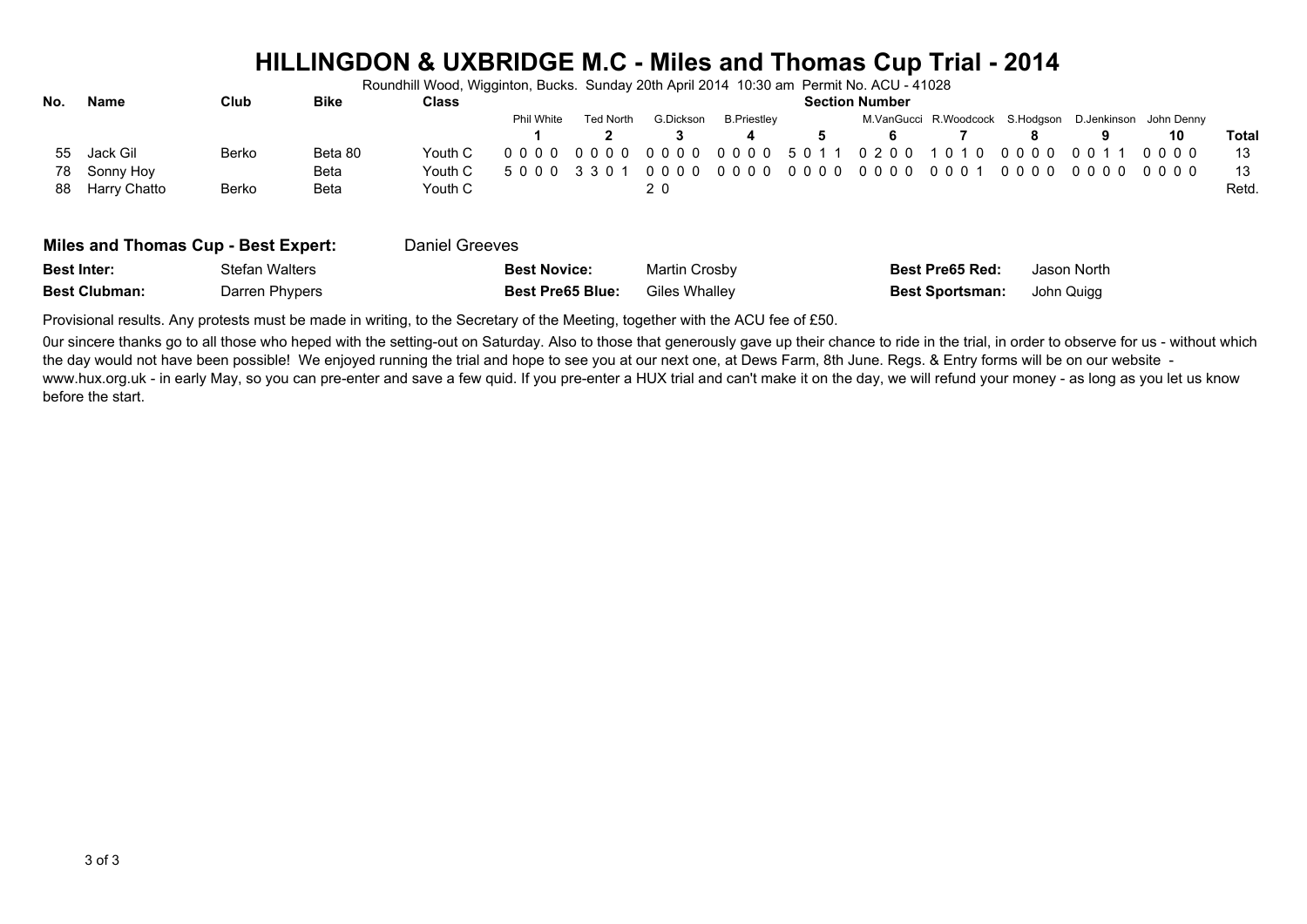# HILLINGDON & UXBRIDGE M.C - Miles and Thomas Cup Trial - 2014

Roundhill Wood, Wigginton, Bucks. Sunday 20th April 2014 10:30 am Permit No. ACU - 41028

| No. | Name | Club | Bike | Class | Section Number | | | | | | | | | | |
|---|---|---|---|---|---|---|---|---|---|---|---|---|---|---|---|
| | | | | | Phil White | Ted North | G.Dickson | B.Priestley | | M.VanGucci | R.Woodcock | S.Hodgson | D.Jenkinson | John Denny | |
| | | | | | 1 | 2 | 3 | 4 | 5 | 6 | 7 | 8 | 9 | 10 | Total |
| 55 | Jack Gil | Berko | Beta 80 | Youth C | 0 0 0 0 | 0 0 0 0 | 0 0 0 0 | 0 0 0 0 | 5 0 1 1 | 0 2 0 0 | 1 0 1 0 | 0 0 0 0 | 0 0 1 1 | 0 0 0 0 | 13 |
| 78 | Sonny Hoy | | Beta | Youth C | 5 0 0 0 | 3 3 0 1 | 0 0 0 0 | 0 0 0 0 | 0 0 0 0 | 0 0 0 0 | 0 0 0 1 | 0 0 0 0 | 0 0 0 0 | 0 0 0 0 | 13 |
| 88 | Harry Chatto | Berko | Beta | Youth C | | | 2 0 | | | | | | | | Retd. |

**Miles and Thomas Cup - Best Expert:** Daniel Greeves

| | | | | | |
|---|---|---|---|---|---|
| **Best Inter:** | Stefan Walters | **Best Novice:** | Martin Crosby | **Best Pre65 Red:** | Jason North |
| **Best Clubman:** | Darren Phypers | **Best Pre65 Blue:** | Giles Whalley | **Best Sportsman:** | John Quigg |

Provisional results. Any protests must be made in writing, to the Secretary of the Meeting, together with the ACU fee of £50.

0ur sincere thanks go to all those who heped with the setting-out on Saturday. Also to those that generously gave up their chance to ride in the trial, in order to observe for us - without which the day would not have been possible! We enjoyed running the trial and hope to see you at our next one, at Dews Farm, 8th June. Regs. & Entry forms will be on our website - www.hux.org.uk - in early May, so you can pre-enter and save a few quid. If you pre-enter a HUX trial and can't make it on the day, we will refund your money - as long as you let us know before the start.